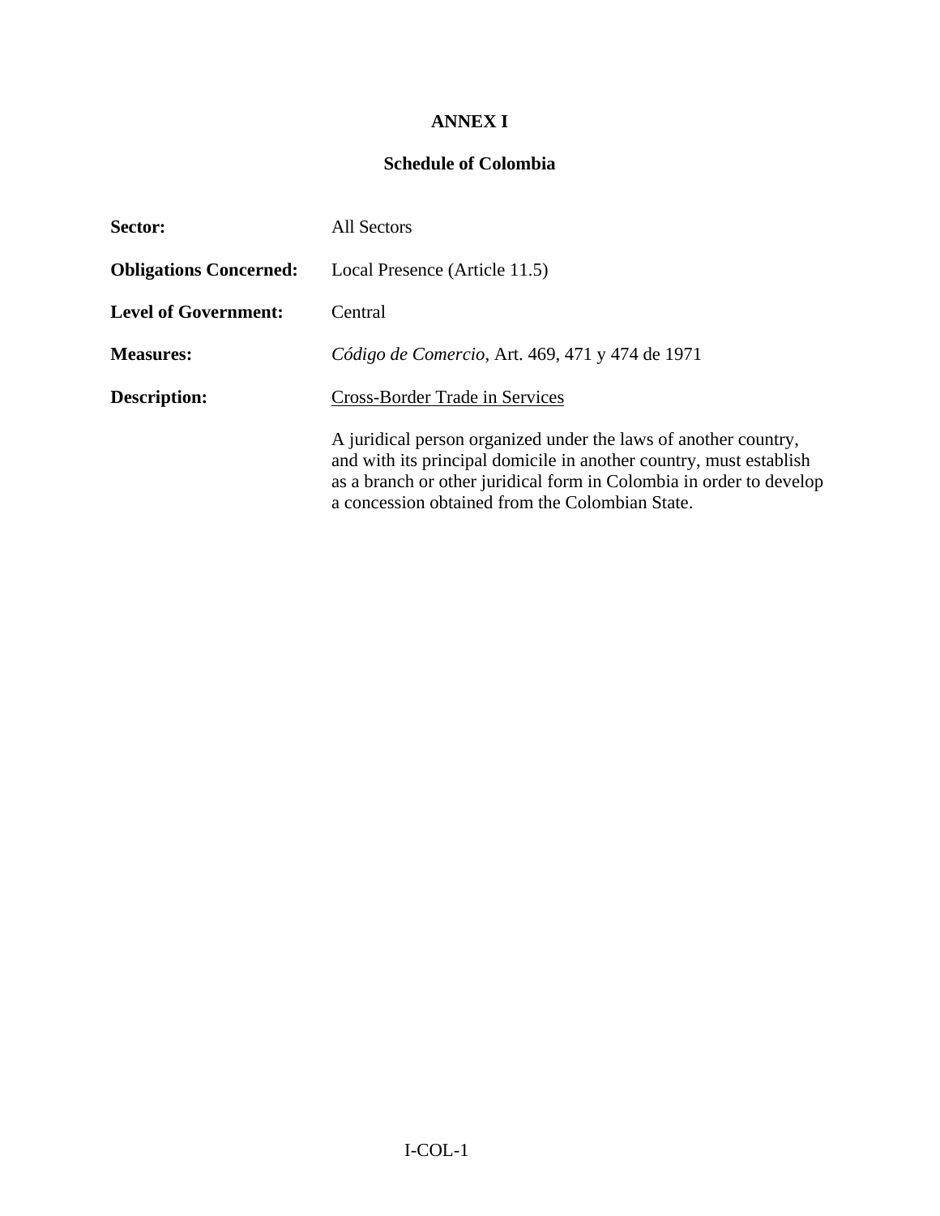# ANNEX I

## Schedule of Colombia

**Sector:** All Sectors

**Obligations Concerned:** Local Presence (Article 11.5)

**Level of Government:** Central

**Measures:** *Código de Comercio*, Art. 469, 471 y 474 de 1971

**Description:** Cross-Border Trade in Services

A juridical person organized under the laws of another country, and with its principal domicile in another country, must establish as a branch or other juridical form in Colombia in order to develop a concession obtained from the Colombian State.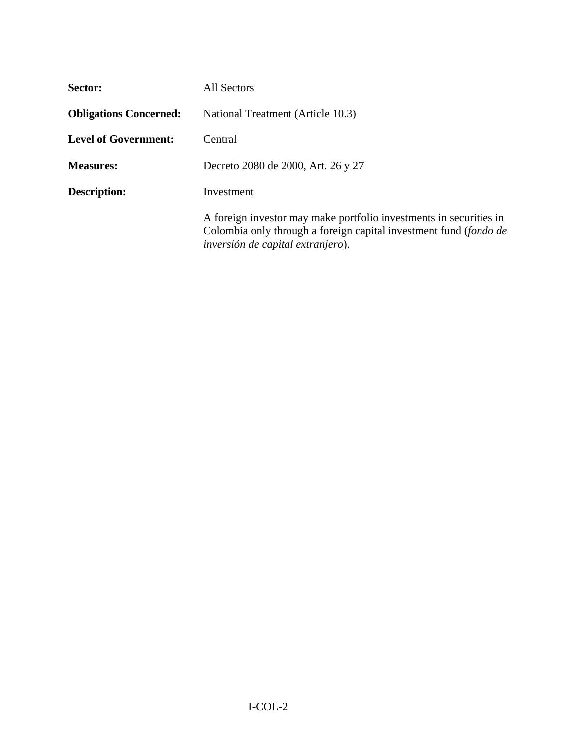**Sector:** All Sectors

**Obligations Concerned:** National Treatment (Article 10.3)

**Level of Government:** Central

**Measures:** Decreto 2080 de 2000, Art. 26 y 27

**Description:** Investment

A foreign investor may make portfolio investments in securities in Colombia only through a foreign capital investment fund (*fondo de inversión de capital extranjero*).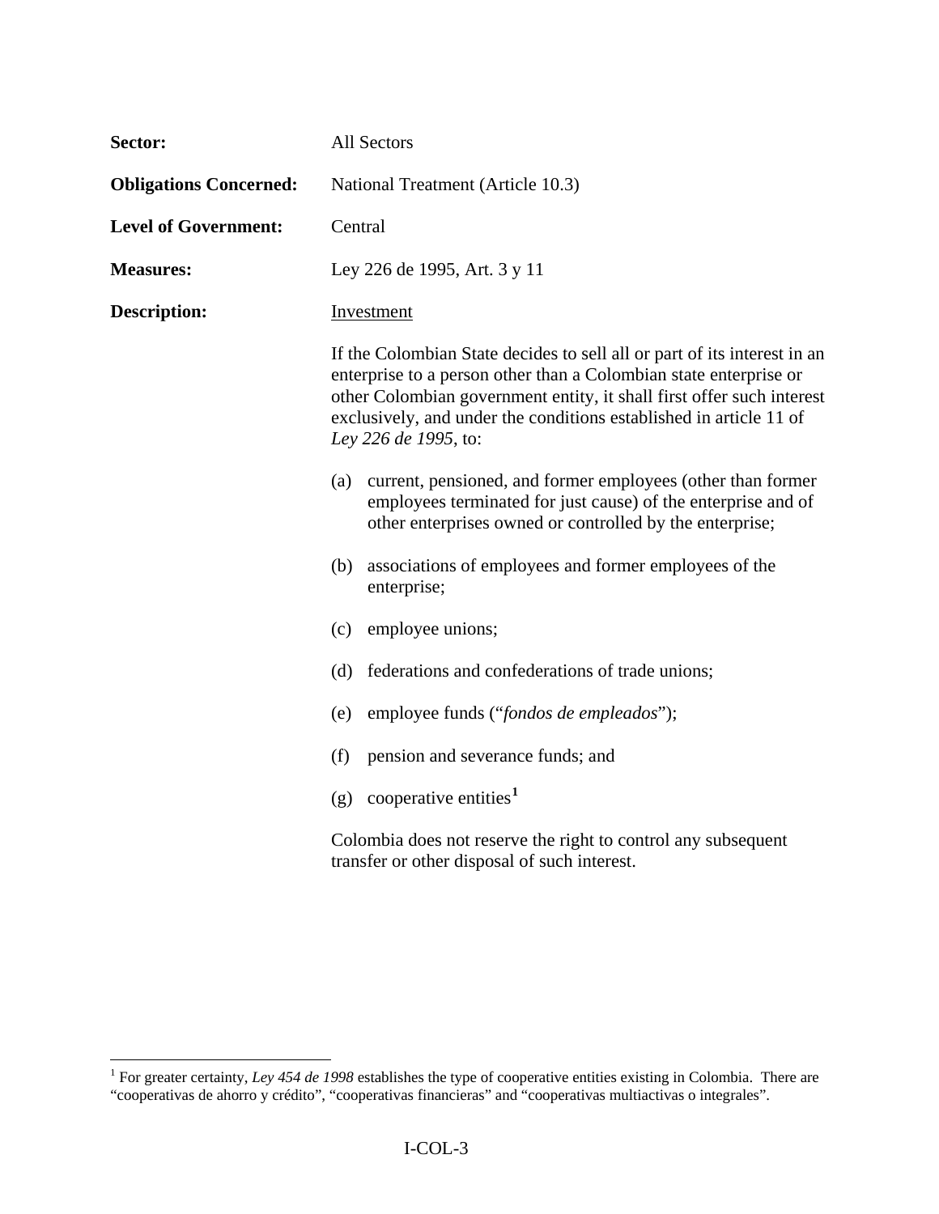**Sector:** All Sectors

**Obligations Concerned:** National Treatment (Article 10.3)

**Level of Government:** Central

**Measures:** Ley 226 de 1995, Art. 3 y 11

**Description:** Investment

If the Colombian State decides to sell all or part of its interest in an enterprise to a person other than a Colombian state enterprise or other Colombian government entity, it shall first offer such interest exclusively, and under the conditions established in article 11 of *Ley 226 de 1995*, to:

(a) current, pensioned, and former employees (other than former employees terminated for just cause) of the enterprise and of other enterprises owned or controlled by the enterprise;

(b) associations of employees and former employees of the enterprise;

(c) employee unions;

(d) federations and confederations of trade unions;

(e) employee funds ("*fondos de empleados*");

(f) pension and severance funds; and

(g) cooperative entities[1]

Colombia does not reserve the right to control any subsequent transfer or other disposal of such interest.

[1] For greater certainty, *Ley 454 de 1998* establishes the type of cooperative entities existing in Colombia. There are "cooperativas de ahorro y crédito", "cooperativas financieras" and "cooperativas multiactivas o integrales".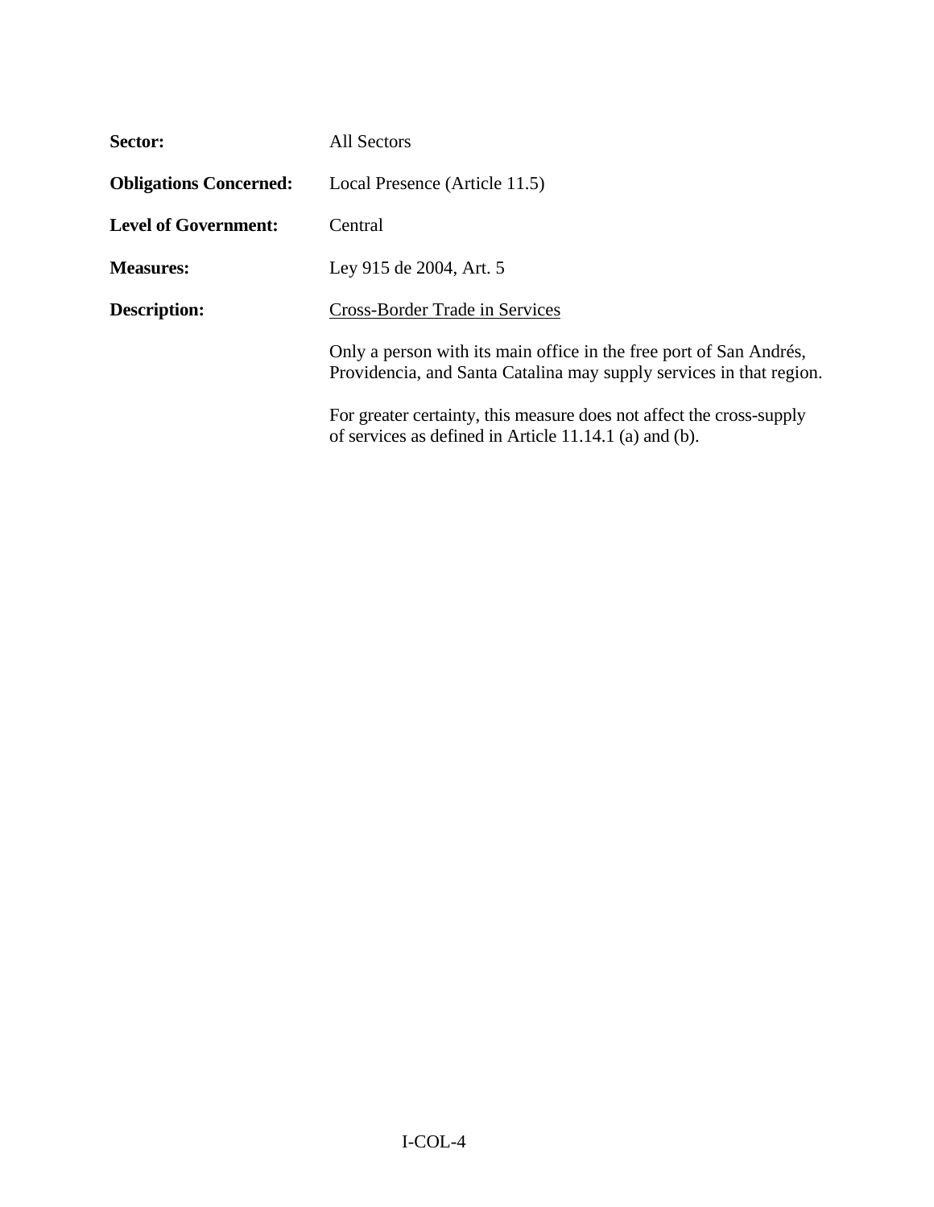**Sector:** All Sectors

**Obligations Concerned:** Local Presence (Article 11.5)

**Level of Government:** Central

**Measures:** Ley 915 de 2004, Art. 5

**Description:** Cross-Border Trade in Services

Only a person with its main office in the free port of San Andrés, Providencia, and Santa Catalina may supply services in that region.

For greater certainty, this measure does not affect the cross-supply of services as defined in Article 11.14.1 (a) and (b).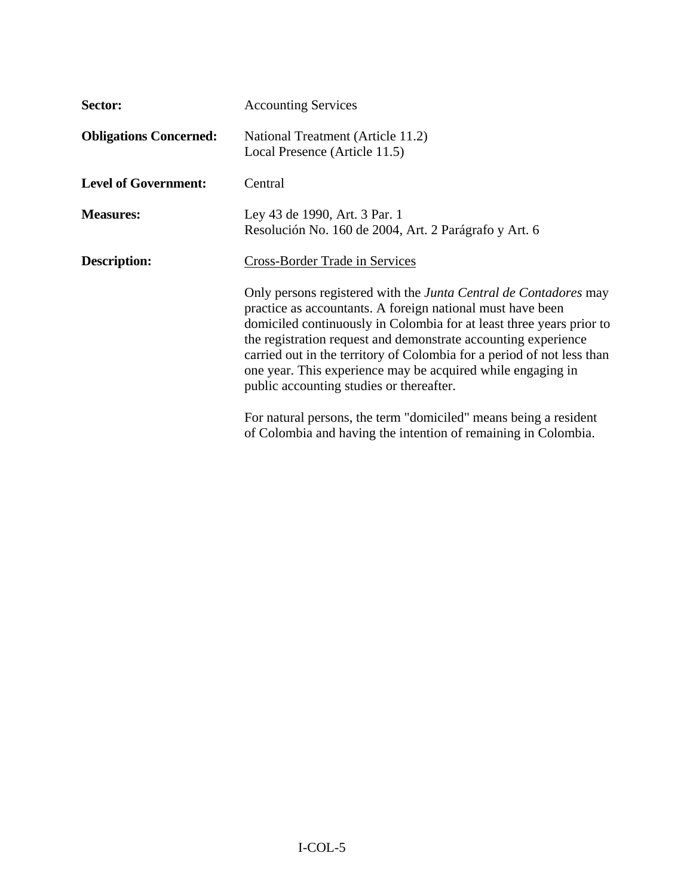**Sector:** Accounting Services

**Obligations Concerned:** National Treatment (Article 11.2)
Local Presence (Article 11.5)

**Level of Government:** Central

**Measures:** Ley 43 de 1990, Art. 3 Par. 1
Resolución No. 160 de 2004, Art. 2 Parágrafo y Art. 6

**Description:** Cross-Border Trade in Services

Only persons registered with the *Junta Central de Contadores* may practice as accountants. A foreign national must have been domiciled continuously in Colombia for at least three years prior to the registration request and demonstrate accounting experience carried out in the territory of Colombia for a period of not less than one year. This experience may be acquired while engaging in public accounting studies or thereafter.

For natural persons, the term "domiciled" means being a resident of Colombia and having the intention of remaining in Colombia.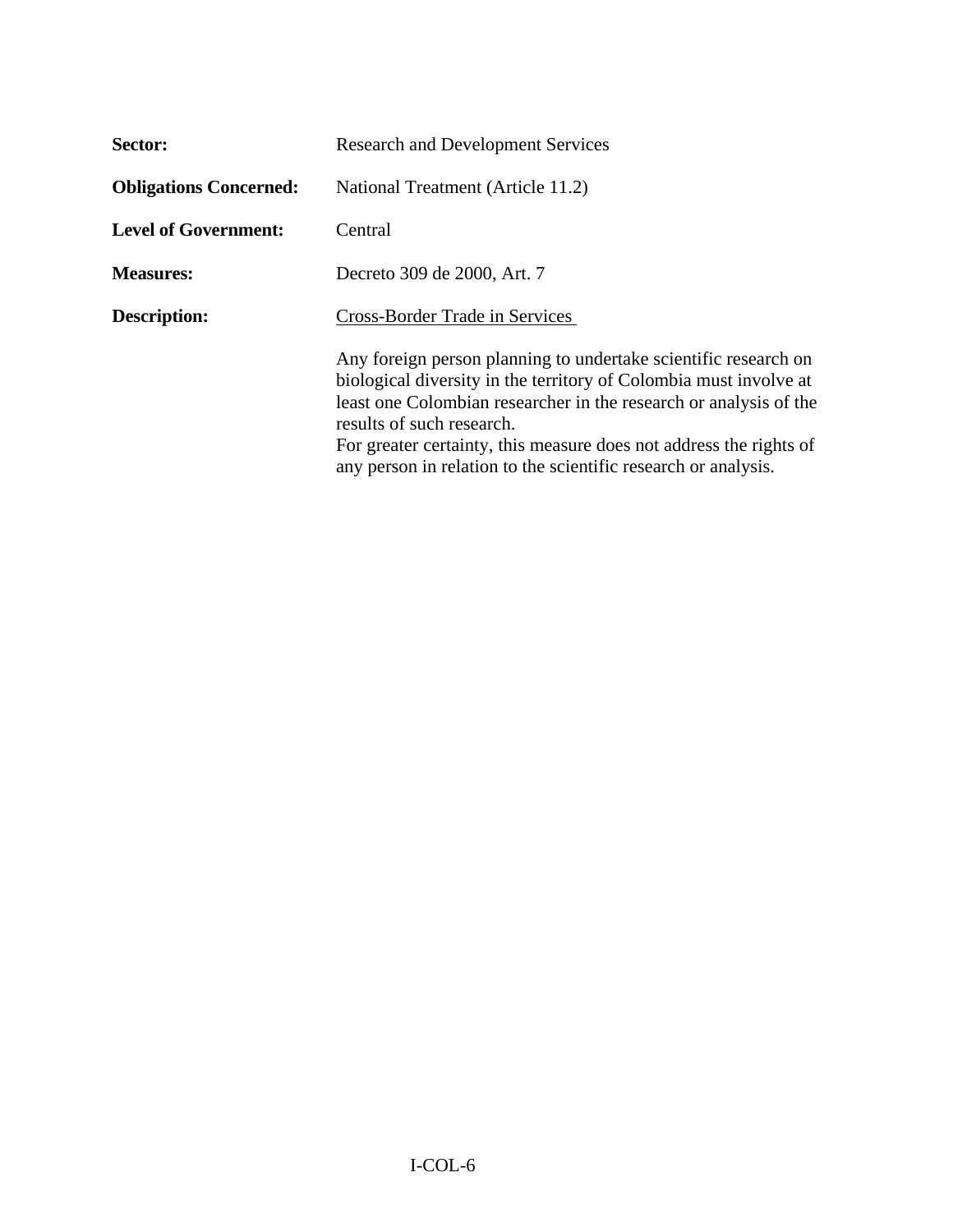**Sector:** Research and Development Services

**Obligations Concerned:** National Treatment (Article 11.2)

**Level of Government:** Central

**Measures:** Decreto 309 de 2000, Art. 7

**Description:** Cross-Border Trade in Services

Any foreign person planning to undertake scientific research on biological diversity in the territory of Colombia must involve at least one Colombian researcher in the research or analysis of the results of such research.

For greater certainty, this measure does not address the rights of any person in relation to the scientific research or analysis.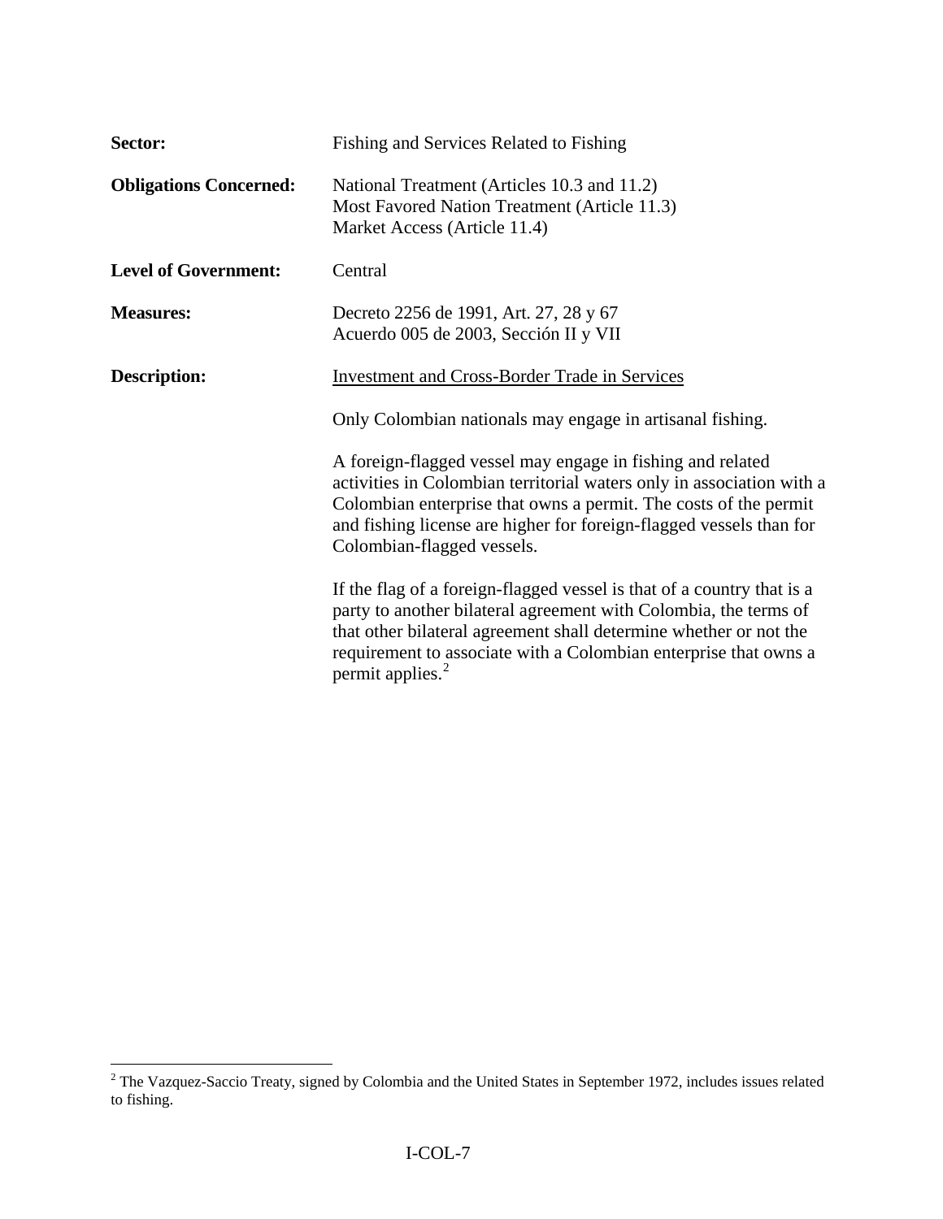**Sector:** Fishing and Services Related to Fishing

**Obligations Concerned:** National Treatment (Articles 10.3 and 11.2)
Most Favored Nation Treatment (Article 11.3)
Market Access (Article 11.4)

**Level of Government:** Central

**Measures:** Decreto 2256 de 1991, Art. 27, 28 y 67
Acuerdo 005 de 2003, Sección II y VII

**Description:** Investment and Cross-Border Trade in Services

Only Colombian nationals may engage in artisanal fishing.

A foreign-flagged vessel may engage in fishing and related activities in Colombian territorial waters only in association with a Colombian enterprise that owns a permit. The costs of the permit and fishing license are higher for foreign-flagged vessels than for Colombian-flagged vessels.

If the flag of a foreign-flagged vessel is that of a country that is a party to another bilateral agreement with Colombia, the terms of that other bilateral agreement shall determine whether or not the requirement to associate with a Colombian enterprise that owns a permit applies.[2]

[2] The Vazquez-Saccio Treaty, signed by Colombia and the United States in September 1972, includes issues related to fishing.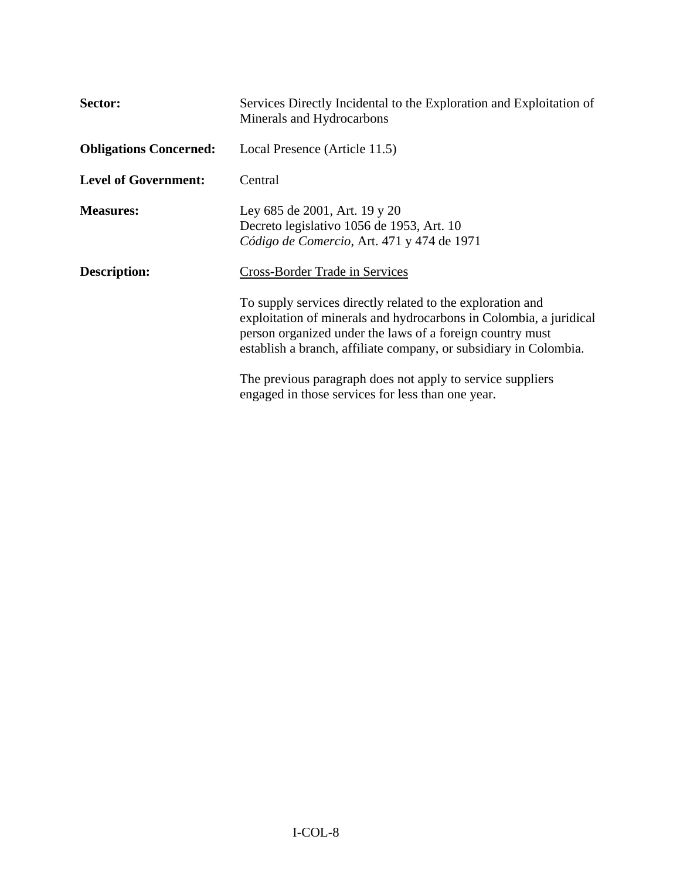**Sector:** Services Directly Incidental to the Exploration and Exploitation of Minerals and Hydrocarbons

**Obligations Concerned:** Local Presence (Article 11.5)

**Level of Government:** Central

**Measures:** Ley 685 de 2001, Art. 19 y 20
Decreto legislativo 1056 de 1953, Art. 10
*Código de Comercio*, Art. 471 y 474 de 1971

**Description:** <u>Cross-Border Trade in Services</u>

To supply services directly related to the exploration and exploitation of minerals and hydrocarbons in Colombia, a juridical person organized under the laws of a foreign country must establish a branch, affiliate company, or subsidiary in Colombia.

The previous paragraph does not apply to service suppliers engaged in those services for less than one year.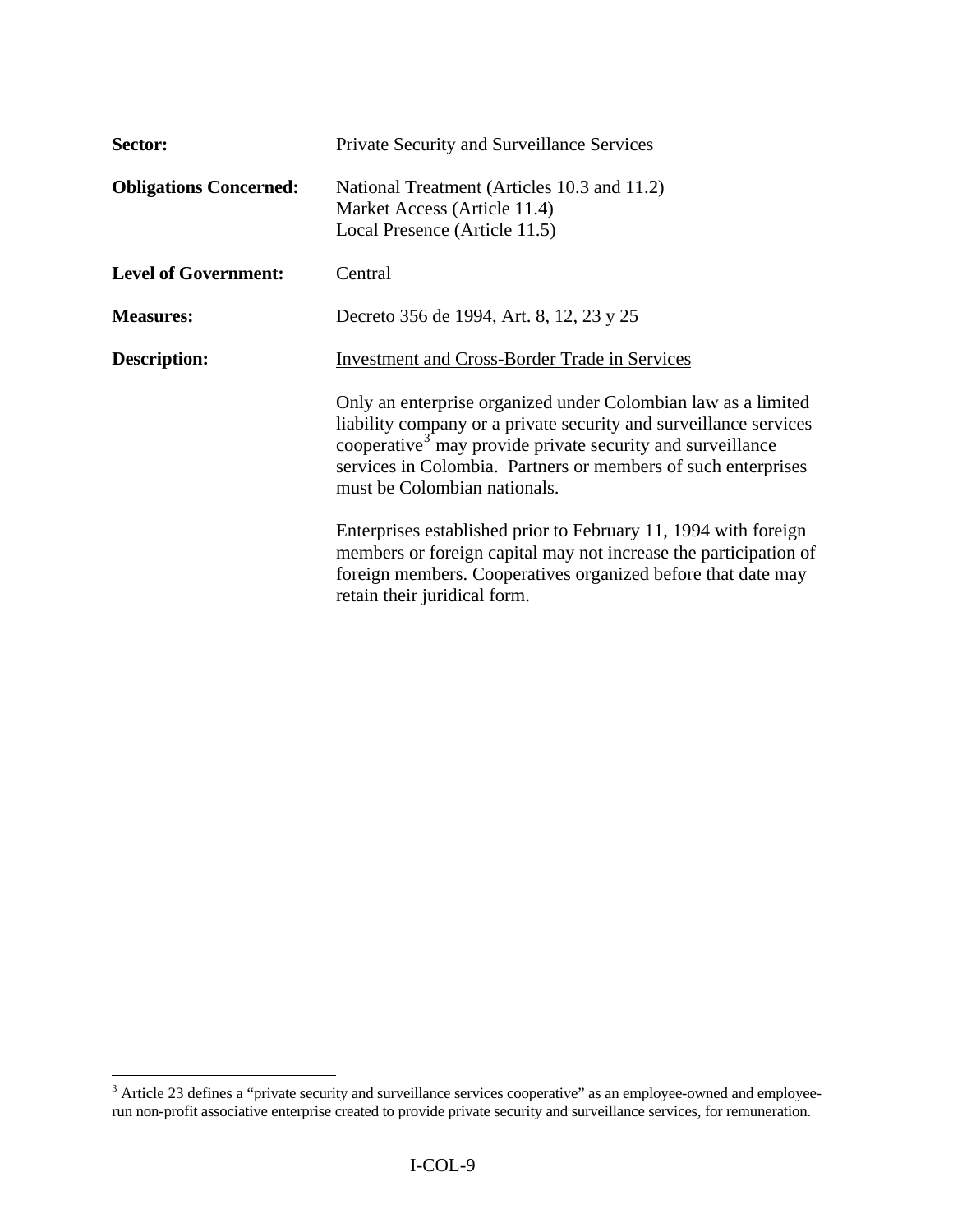**Sector:** Private Security and Surveillance Services

**Obligations Concerned:** National Treatment (Articles 10.3 and 11.2)
Market Access (Article 11.4)
Local Presence (Article 11.5)

**Level of Government:** Central

**Measures:** Decreto 356 de 1994, Art. 8, 12, 23 y 25

**Description:** Investment and Cross-Border Trade in Services

Only an enterprise organized under Colombian law as a limited liability company or a private security and surveillance services cooperative[3] may provide private security and surveillance services in Colombia. Partners or members of such enterprises must be Colombian nationals.

Enterprises established prior to February 11, 1994 with foreign members or foreign capital may not increase the participation of foreign members. Cooperatives organized before that date may retain their juridical form.

---

[3] Article 23 defines a "private security and surveillance services cooperative" as an employee-owned and employee-run non-profit associative enterprise created to provide private security and surveillance services, for remuneration.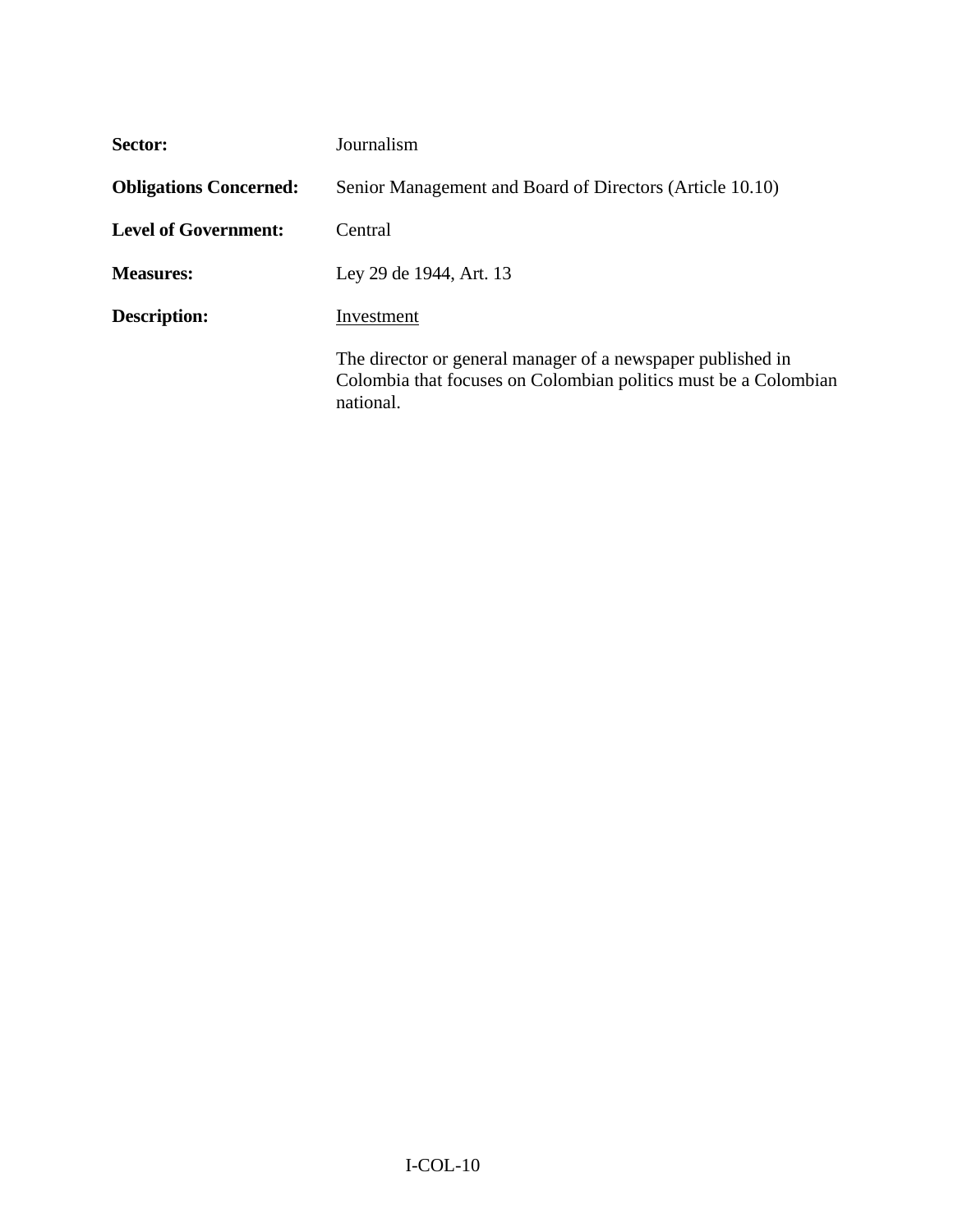**Sector:** Journalism

**Obligations Concerned:** Senior Management and Board of Directors (Article 10.10)

**Level of Government:** Central

**Measures:** Ley 29 de 1944, Art. 13

**Description:** Investment

The director or general manager of a newspaper published in Colombia that focuses on Colombian politics must be a Colombian national.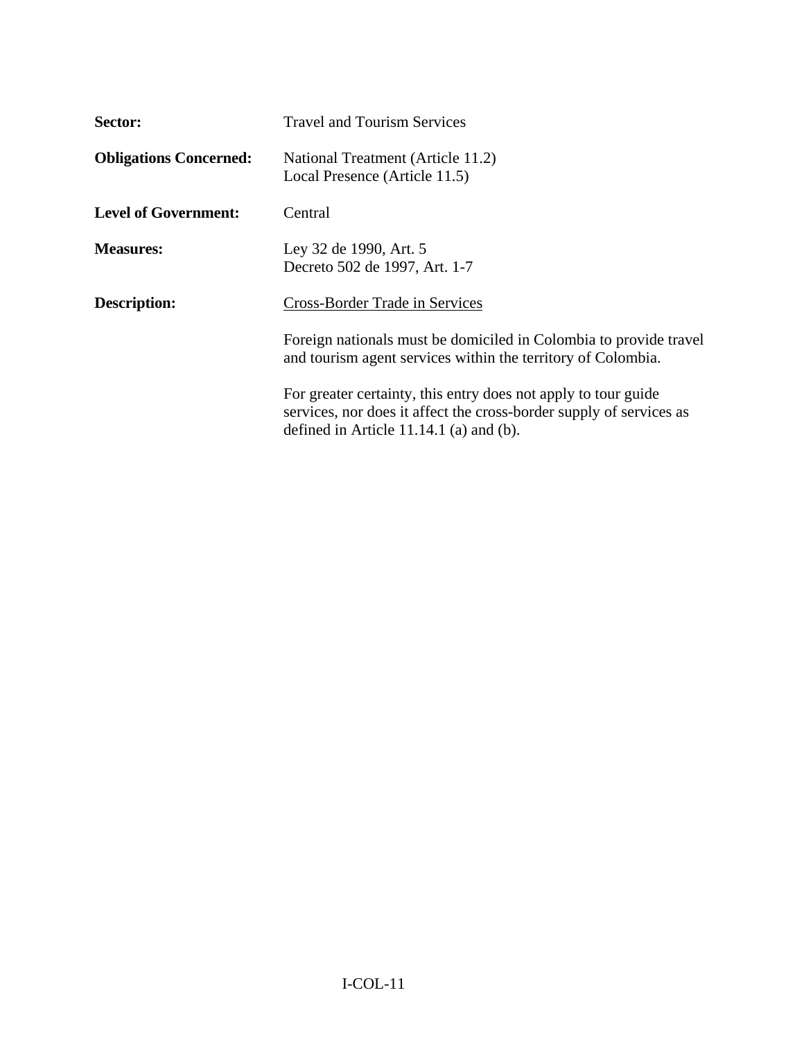**Sector:** Travel and Tourism Services

**Obligations Concerned:** National Treatment (Article 11.2)
Local Presence (Article 11.5)

**Level of Government:** Central

**Measures:** Ley 32 de 1990, Art. 5
Decreto 502 de 1997, Art. 1-7

**Description:** <u>Cross-Border Trade in Services</u>

Foreign nationals must be domiciled in Colombia to provide travel and tourism agent services within the territory of Colombia.

For greater certainty, this entry does not apply to tour guide services, nor does it affect the cross-border supply of services as defined in Article 11.14.1 (a) and (b).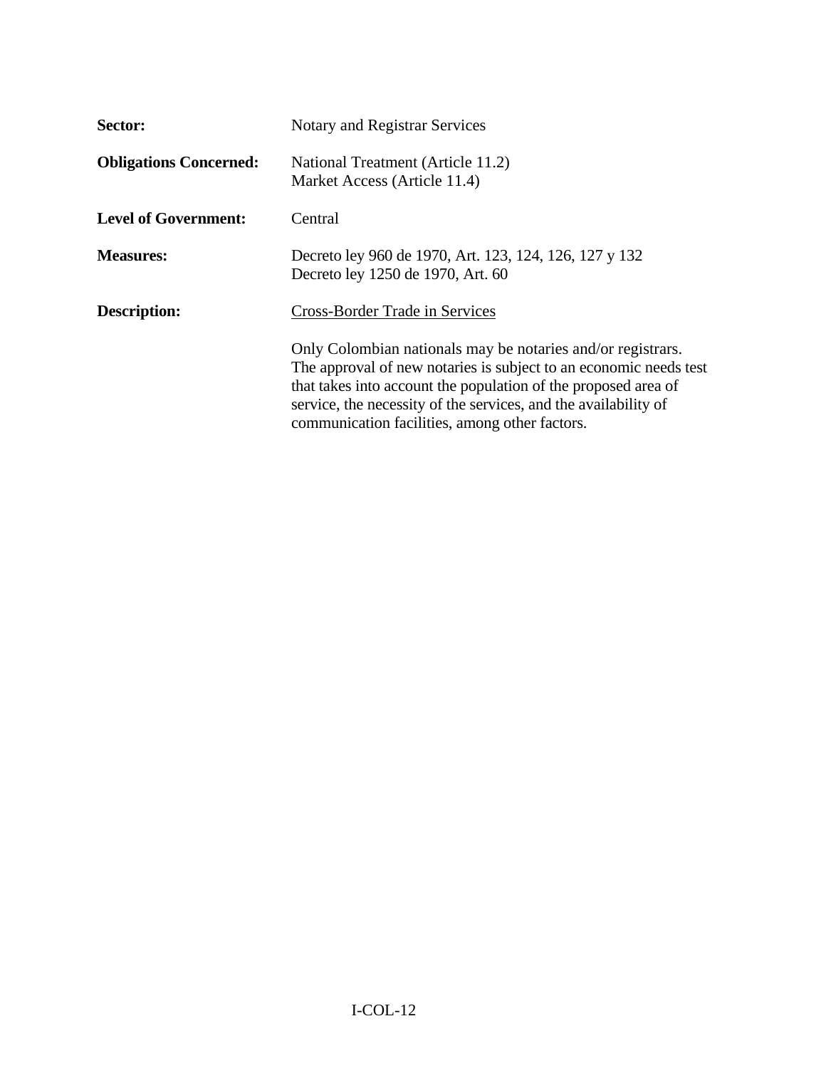**Sector:** Notary and Registrar Services

**Obligations Concerned:** National Treatment (Article 11.2)
Market Access (Article 11.4)

**Level of Government:** Central

**Measures:** Decreto ley 960 de 1970, Art. 123, 124, 126, 127 y 132
Decreto ley 1250 de 1970, Art. 60

**Description:** Cross-Border Trade in Services

Only Colombian nationals may be notaries and/or registrars. The approval of new notaries is subject to an economic needs test that takes into account the population of the proposed area of service, the necessity of the services, and the availability of communication facilities, among other factors.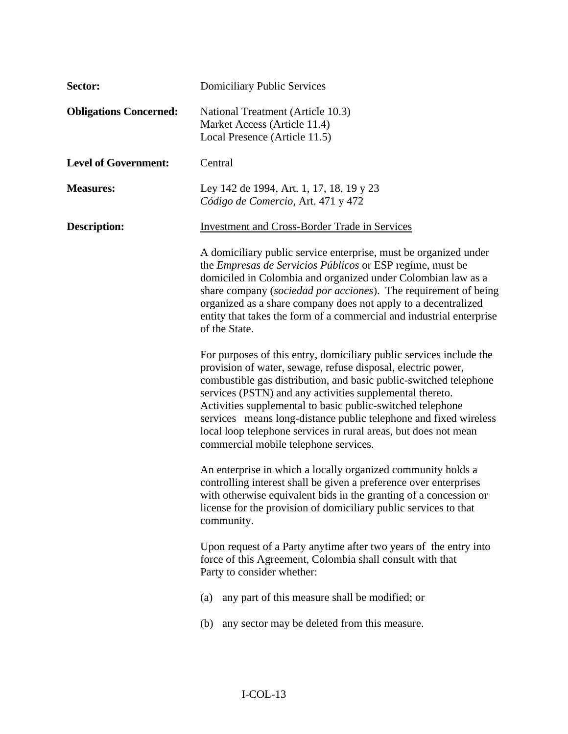**Sector:** Domiciliary Public Services

**Obligations Concerned:** National Treatment (Article 10.3)
Market Access (Article 11.4)
Local Presence (Article 11.5)

**Level of Government:** Central

**Measures:** Ley 142 de 1994, Art. 1, 17, 18, 19 y 23
*Código de Comercio*, Art. 471 y 472

**Description:** <u>Investment and Cross-Border Trade in Services</u>

A domiciliary public service enterprise, must be organized under the *Empresas de Servicios Públicos* or ESP regime, must be domiciled in Colombia and organized under Colombian law as a share company (*sociedad por acciones*). The requirement of being organized as a share company does not apply to a decentralized entity that takes the form of a commercial and industrial enterprise of the State.

For purposes of this entry, domiciliary public services include the provision of water, sewage, refuse disposal, electric power, combustible gas distribution, and basic public-switched telephone services (PSTN) and any activities supplemental thereto. Activities supplemental to basic public-switched telephone services means long-distance public telephone and fixed wireless local loop telephone services in rural areas, but does not mean commercial mobile telephone services.

An enterprise in which a locally organized community holds a controlling interest shall be given a preference over enterprises with otherwise equivalent bids in the granting of a concession or license for the provision of domiciliary public services to that community.

Upon request of a Party anytime after two years of the entry into force of this Agreement, Colombia shall consult with that Party to consider whether:

(a) any part of this measure shall be modified; or

(b) any sector may be deleted from this measure.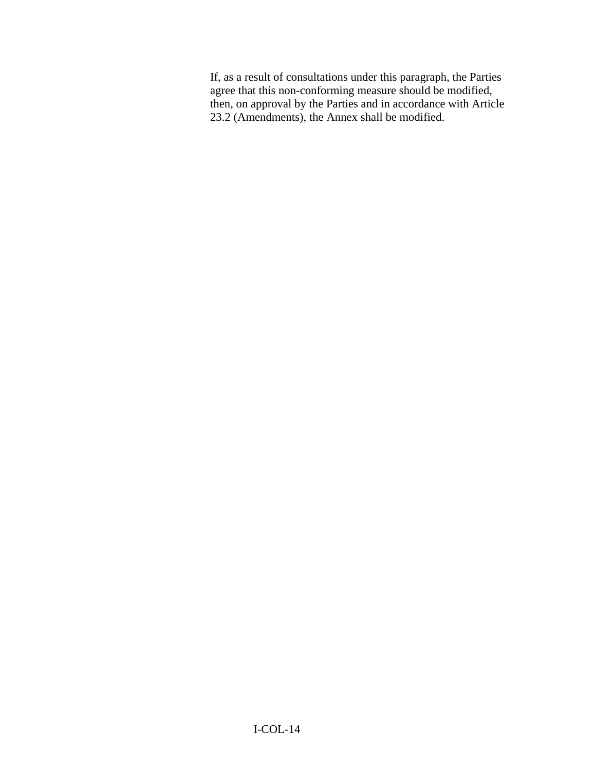If, as a result of consultations under this paragraph, the Parties agree that this non-conforming measure should be modified, then, on approval by the Parties and in accordance with Article 23.2 (Amendments), the Annex shall be modified.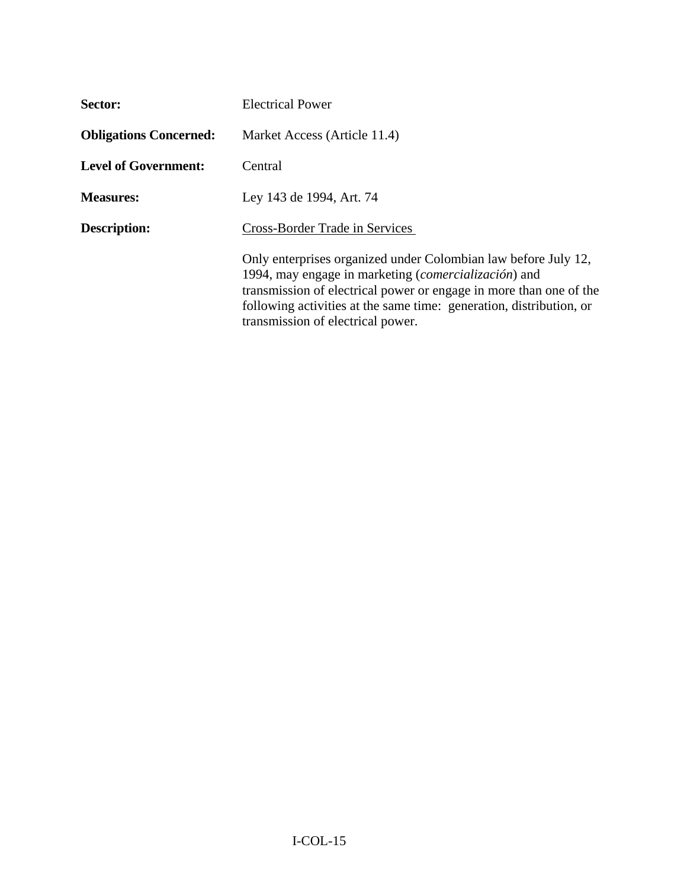**Sector:** Electrical Power

**Obligations Concerned:** Market Access (Article 11.4)

**Level of Government:** Central

**Measures:** Ley 143 de 1994, Art. 74

**Description:** Cross-Border Trade in Services

Only enterprises organized under Colombian law before July 12, 1994, may engage in marketing (*comercialización*) and transmission of electrical power or engage in more than one of the following activities at the same time: generation, distribution, or transmission of electrical power.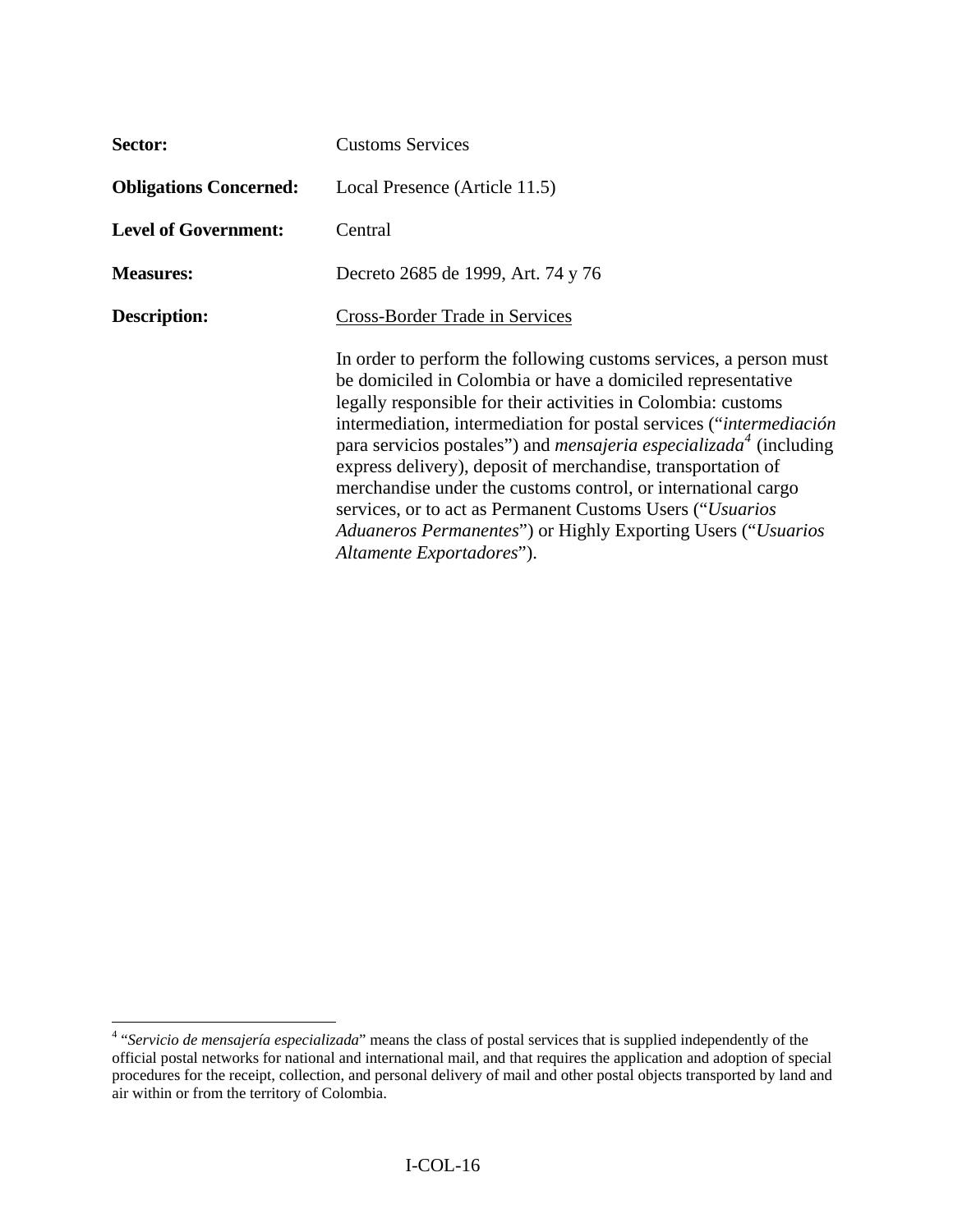**Sector:** Customs Services

**Obligations Concerned:** Local Presence (Article 11.5)

**Level of Government:** Central

**Measures:** Decreto 2685 de 1999, Art. 74 y 76

**Description:** Cross-Border Trade in Services

In order to perform the following customs services, a person must be domiciled in Colombia or have a domiciled representative legally responsible for their activities in Colombia: customs intermediation, intermediation for postal services ("*intermediación* para servicios postales") and *mensajeria especializada*[4] (including express delivery), deposit of merchandise, transportation of merchandise under the customs control, or international cargo services, or to act as Permanent Customs Users ("*Usuarios Aduaneros Permanentes*") or Highly Exporting Users ("*Usuarios Altamente Exportadores*").

---

[4] "*Servicio de mensajería especializada*" means the class of postal services that is supplied independently of the official postal networks for national and international mail, and that requires the application and adoption of special procedures for the receipt, collection, and personal delivery of mail and other postal objects transported by land and air within or from the territory of Colombia.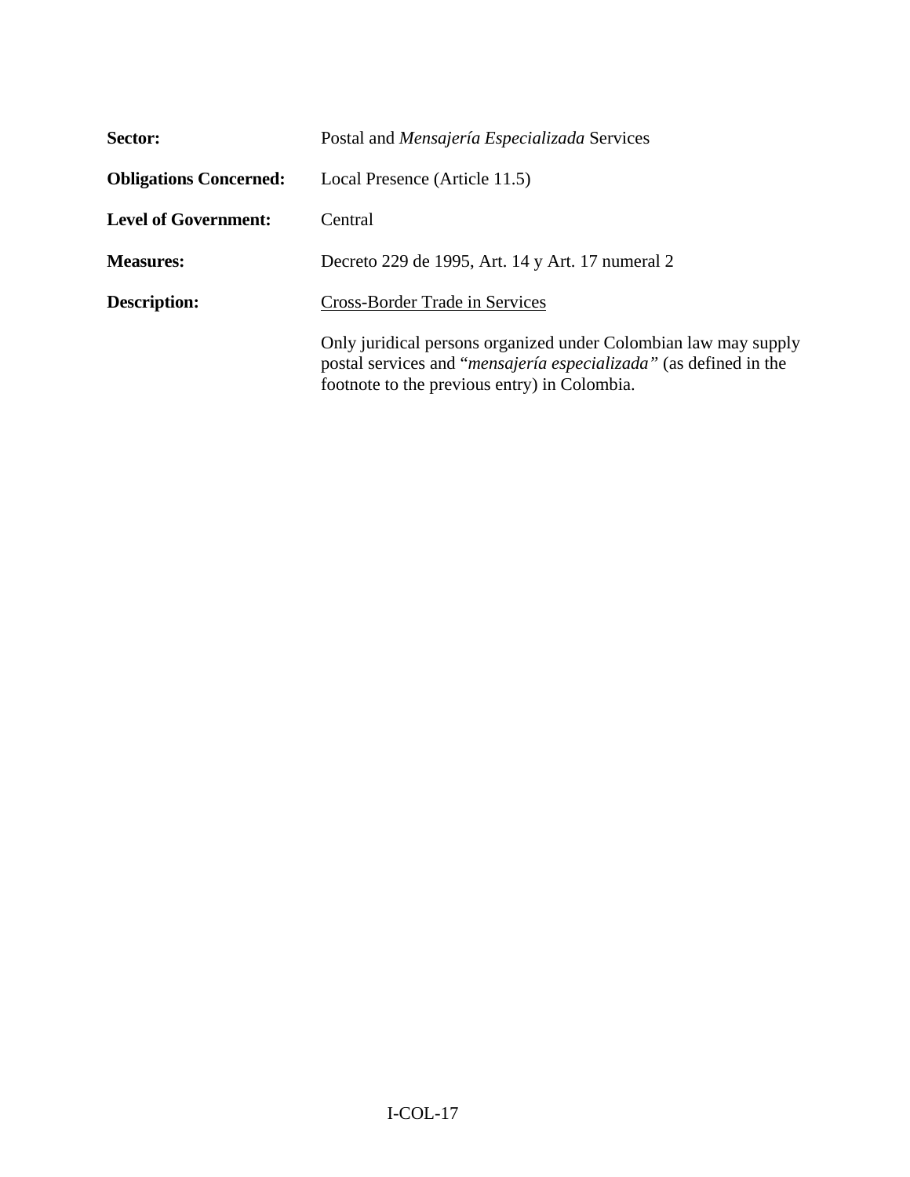**Sector:** Postal and *Mensajería Especializada* Services

**Obligations Concerned:** Local Presence (Article 11.5)

**Level of Government:** Central

**Measures:** Decreto 229 de 1995, Art. 14 y Art. 17 numeral 2

**Description:** <u>Cross-Border Trade in Services</u>

Only juridical persons organized under Colombian law may supply postal services and "*mensajería especializada*" (as defined in the footnote to the previous entry) in Colombia.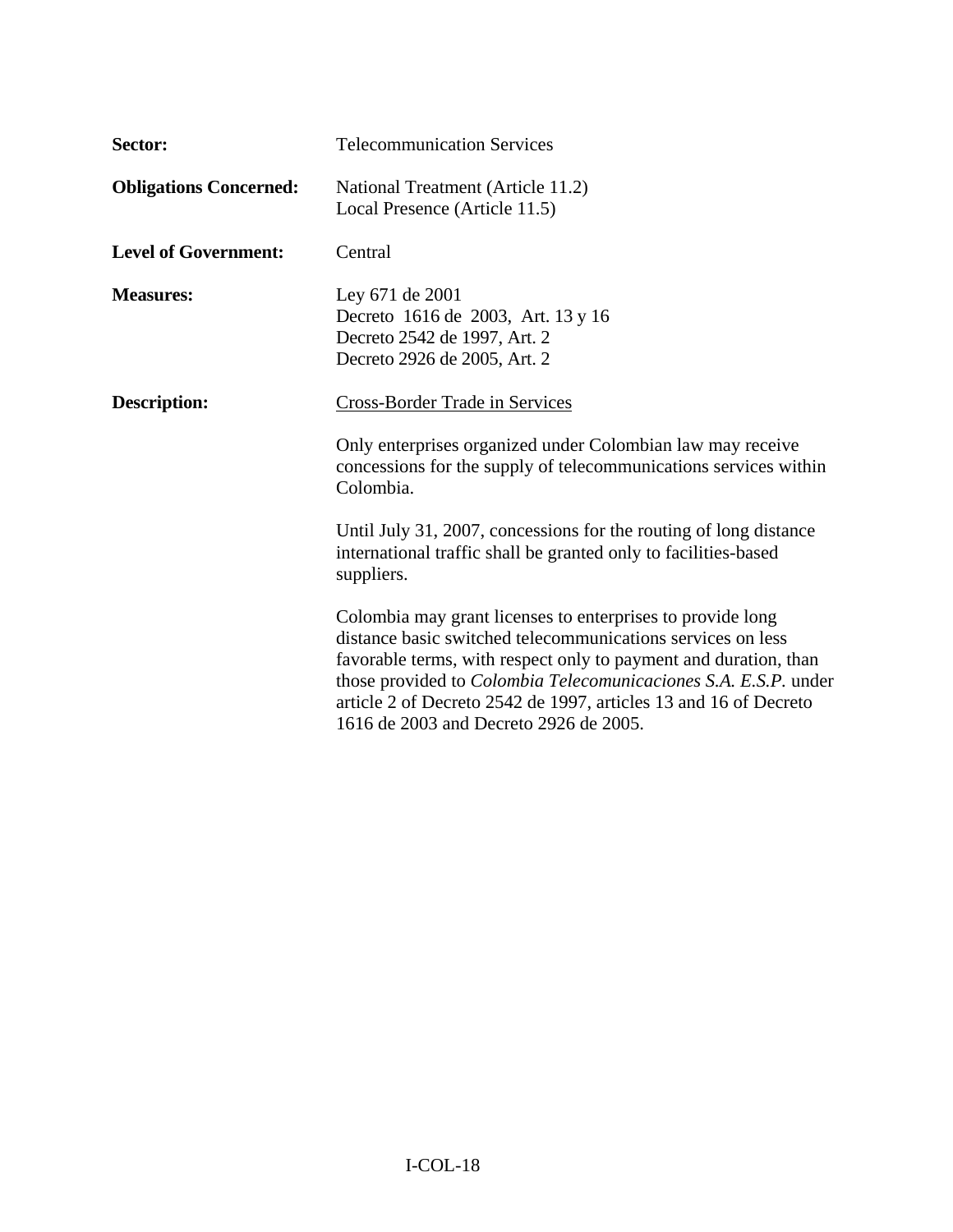**Sector:** Telecommunication Services

**Obligations Concerned:** National Treatment (Article 11.2)
Local Presence (Article 11.5)

**Level of Government:** Central

**Measures:** Ley 671 de 2001
Decreto 1616 de 2003, Art. 13 y 16
Decreto 2542 de 1997, Art. 2
Decreto 2926 de 2005, Art. 2

**Description:** <u>Cross-Border Trade in Services</u>

Only enterprises organized under Colombian law may receive concessions for the supply of telecommunications services within Colombia.

Until July 31, 2007, concessions for the routing of long distance international traffic shall be granted only to facilities-based suppliers.

Colombia may grant licenses to enterprises to provide long distance basic switched telecommunications services on less favorable terms, with respect only to payment and duration, than those provided to *Colombia Telecomunicaciones S.A. E.S.P.* under article 2 of Decreto 2542 de 1997, articles 13 and 16 of Decreto 1616 de 2003 and Decreto 2926 de 2005.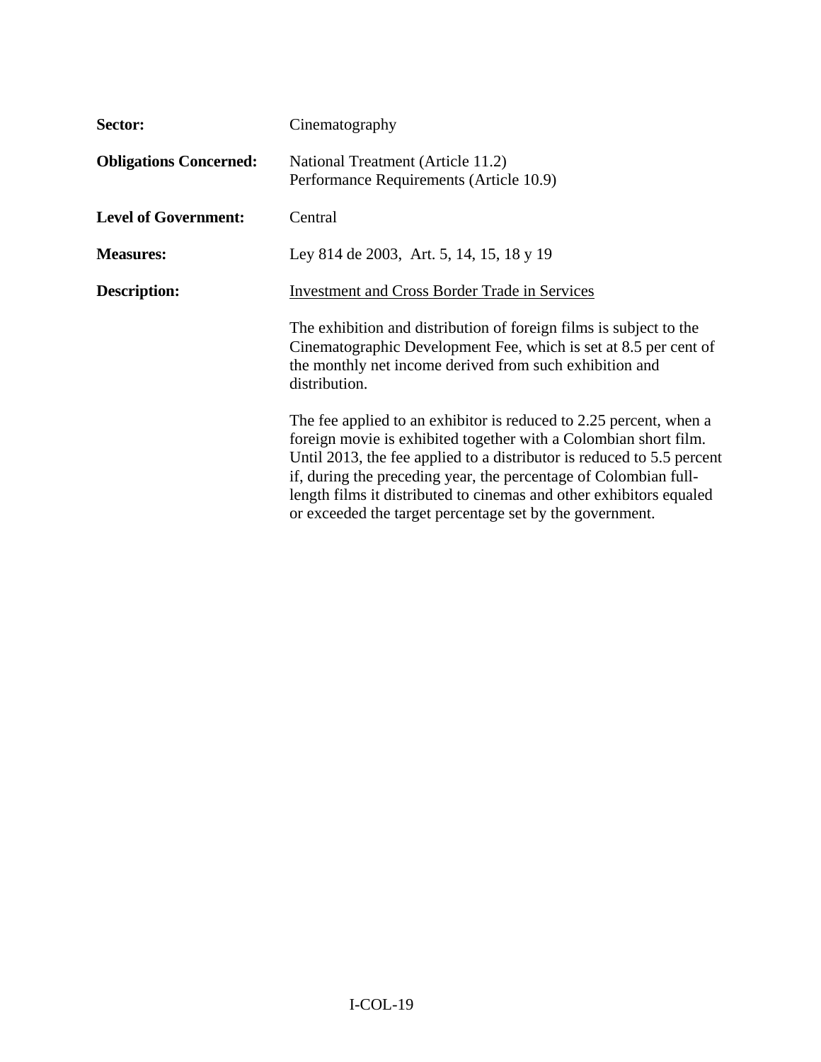**Sector:** Cinematography

**Obligations Concerned:** National Treatment (Article 11.2)
Performance Requirements (Article 10.9)

**Level of Government:** Central

**Measures:** Ley 814 de 2003, Art. 5, 14, 15, 18 y 19

**Description:** Investment and Cross Border Trade in Services

The exhibition and distribution of foreign films is subject to the Cinematographic Development Fee, which is set at 8.5 per cent of the monthly net income derived from such exhibition and distribution.

The fee applied to an exhibitor is reduced to 2.25 percent, when a foreign movie is exhibited together with a Colombian short film. Until 2013, the fee applied to a distributor is reduced to 5.5 percent if, during the preceding year, the percentage of Colombian full-length films it distributed to cinemas and other exhibitors equaled or exceeded the target percentage set by the government.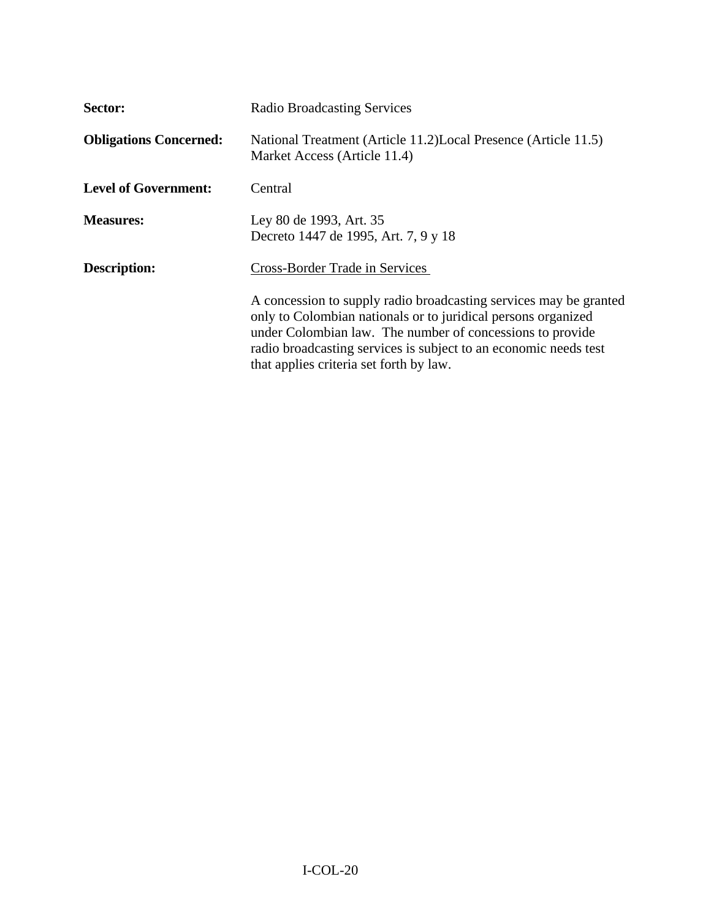**Sector:** Radio Broadcasting Services

**Obligations Concerned:** National Treatment (Article 11.2)Local Presence (Article 11.5)
Market Access (Article 11.4)

**Level of Government:** Central

**Measures:** Ley 80 de 1993, Art. 35
Decreto 1447 de 1995, Art. 7, 9 y 18

**Description:** <u>Cross-Border Trade in Services</u>

A concession to supply radio broadcasting services may be granted only to Colombian nationals or to juridical persons organized under Colombian law. The number of concessions to provide radio broadcasting services is subject to an economic needs test that applies criteria set forth by law.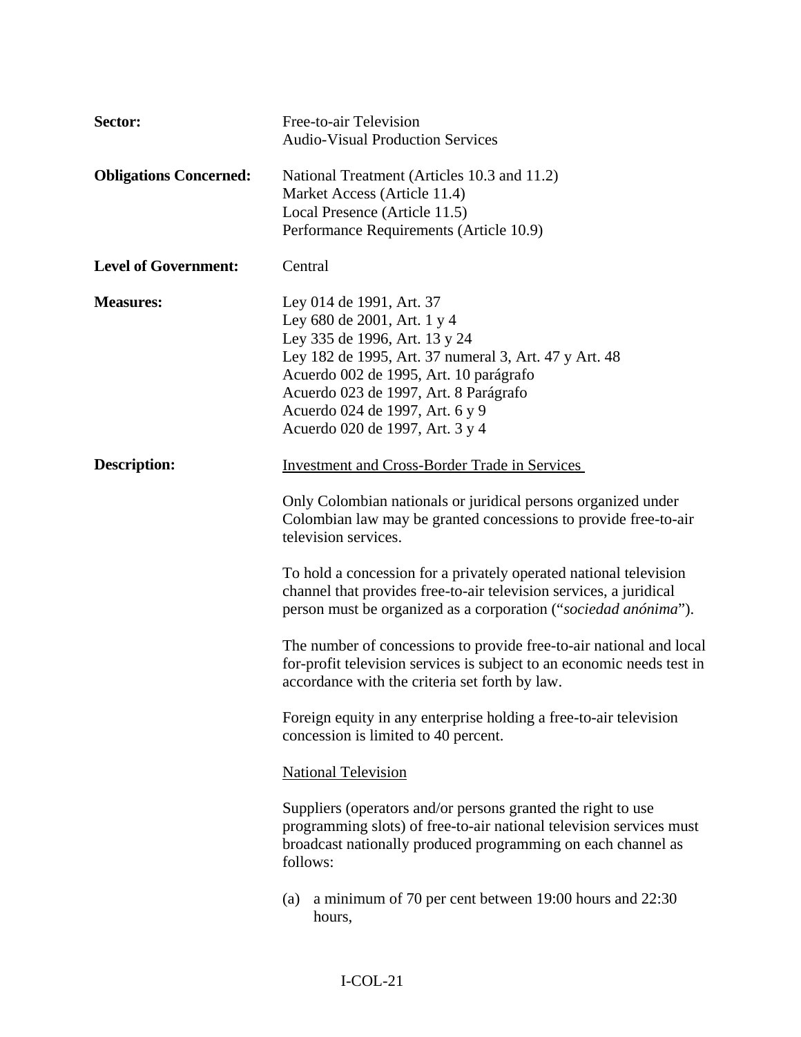**Sector:** Free-to-air Television
Audio-Visual Production Services

**Obligations Concerned:** National Treatment (Articles 10.3 and 11.2)
Market Access (Article 11.4)
Local Presence (Article 11.5)
Performance Requirements (Article 10.9)

**Level of Government:** Central

**Measures:** Ley 014 de 1991, Art. 37
Ley 680 de 2001, Art. 1 y 4
Ley 335 de 1996, Art. 13 y 24
Ley 182 de 1995, Art. 37 numeral 3, Art. 47 y Art. 48
Acuerdo 002 de 1995, Art. 10 parágrafo
Acuerdo 023 de 1997, Art. 8 Parágrafo
Acuerdo 024 de 1997, Art. 6 y 9
Acuerdo 020 de 1997, Art. 3 y 4

**Description:**

Investment and Cross-Border Trade in Services

Only Colombian nationals or juridical persons organized under Colombian law may be granted concessions to provide free-to-air television services.

To hold a concession for a privately operated national television channel that provides free-to-air television services, a juridical person must be organized as a corporation ("*sociedad anónima*").

The number of concessions to provide free-to-air national and local for-profit television services is subject to an economic needs test in accordance with the criteria set forth by law.

Foreign equity in any enterprise holding a free-to-air television concession is limited to 40 percent.

National Television

Suppliers (operators and/or persons granted the right to use programming slots) of free-to-air national television services must broadcast nationally produced programming on each channel as follows:

(a) a minimum of 70 per cent between 19:00 hours and 22:30 hours,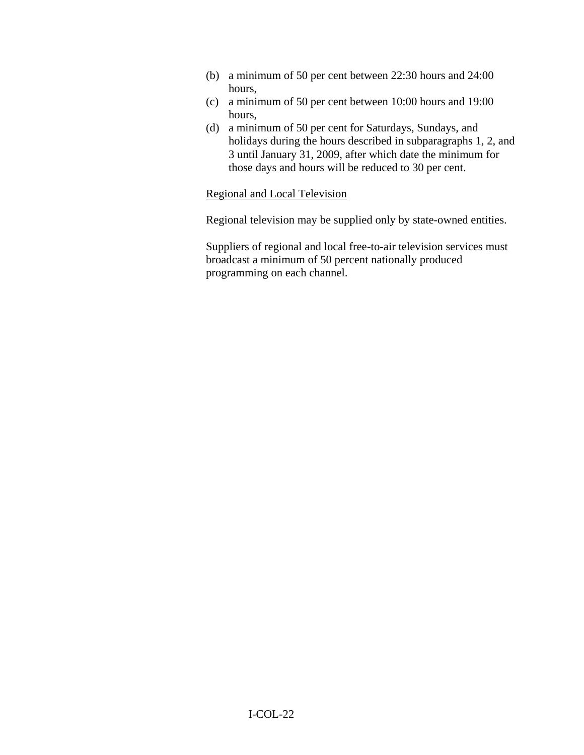(b) a minimum of 50 per cent between 22:30 hours and 24:00 hours,
(c) a minimum of 50 per cent between 10:00 hours and 19:00 hours,
(d) a minimum of 50 per cent for Saturdays, Sundays, and holidays during the hours described in subparagraphs 1, 2, and 3 until January 31, 2009, after which date the minimum for those days and hours will be reduced to 30 per cent.

<u>Regional and Local Television</u>

Regional television may be supplied only by state-owned entities.

Suppliers of regional and local free-to-air television services must broadcast a minimum of 50 percent nationally produced programming on each channel.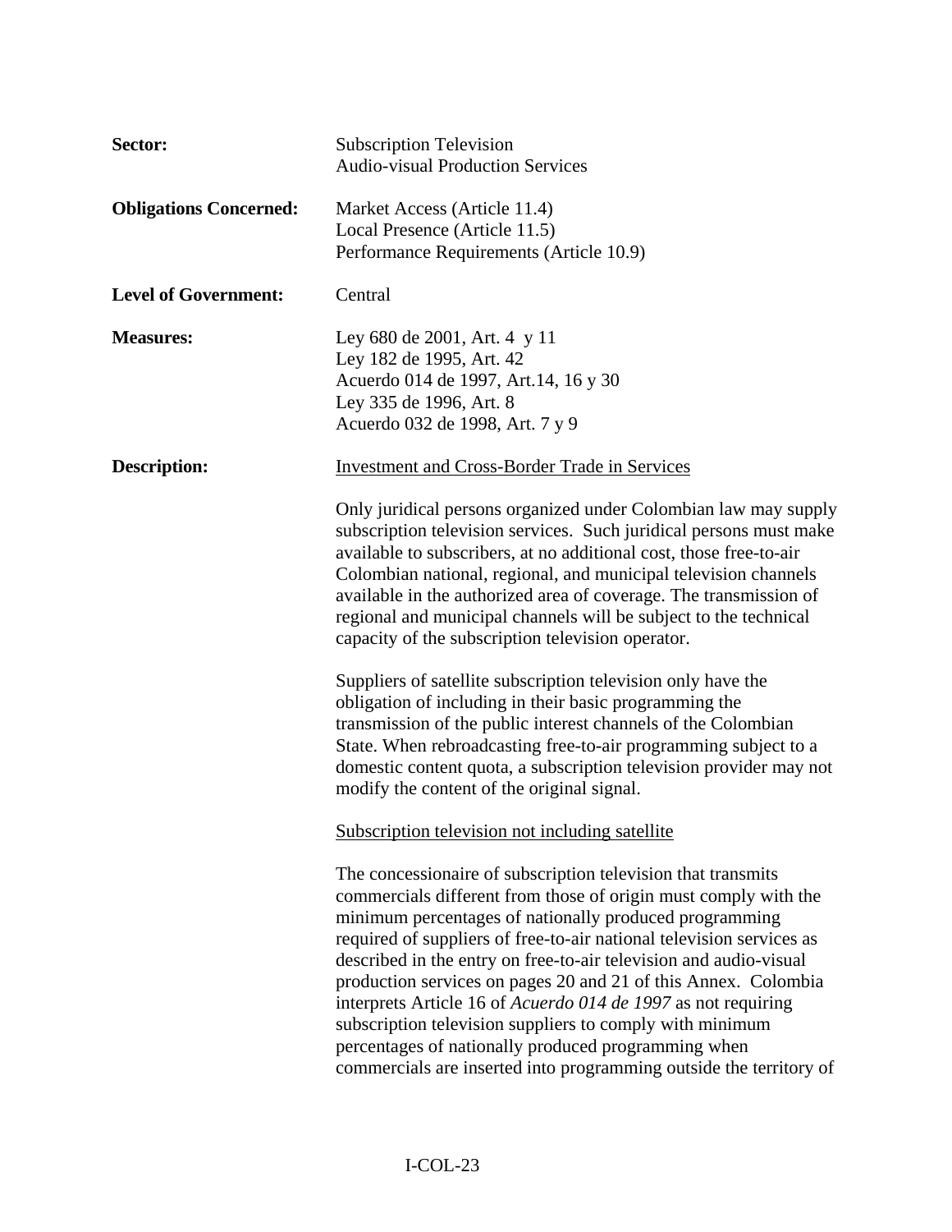**Sector:** Subscription Television
Audio-visual Production Services

**Obligations Concerned:** Market Access (Article 11.4)
Local Presence (Article 11.5)
Performance Requirements (Article 10.9)

**Level of Government:** Central

**Measures:** Ley 680 de 2001, Art. 4 y 11
Ley 182 de 1995, Art. 42
Acuerdo 014 de 1997, Art.14, 16 y 30
Ley 335 de 1996, Art. 8
Acuerdo 032 de 1998, Art. 7 y 9

**Description:** <u>Investment and Cross-Border Trade in Services</u>

Only juridical persons organized under Colombian law may supply subscription television services. Such juridical persons must make available to subscribers, at no additional cost, those free-to-air Colombian national, regional, and municipal television channels available in the authorized area of coverage. The transmission of regional and municipal channels will be subject to the technical capacity of the subscription television operator.

Suppliers of satellite subscription television only have the obligation of including in their basic programming the transmission of the public interest channels of the Colombian State. When rebroadcasting free-to-air programming subject to a domestic content quota, a subscription television provider may not modify the content of the original signal.

<u>Subscription television not including satellite</u>

The concessionaire of subscription television that transmits commercials different from those of origin must comply with the minimum percentages of nationally produced programming required of suppliers of free-to-air national television services as described in the entry on free-to-air television and audio-visual production services on pages 20 and 21 of this Annex. Colombia interprets Article 16 of *Acuerdo 014 de 1997* as not requiring subscription television suppliers to comply with minimum percentages of nationally produced programming when commercials are inserted into programming outside the territory of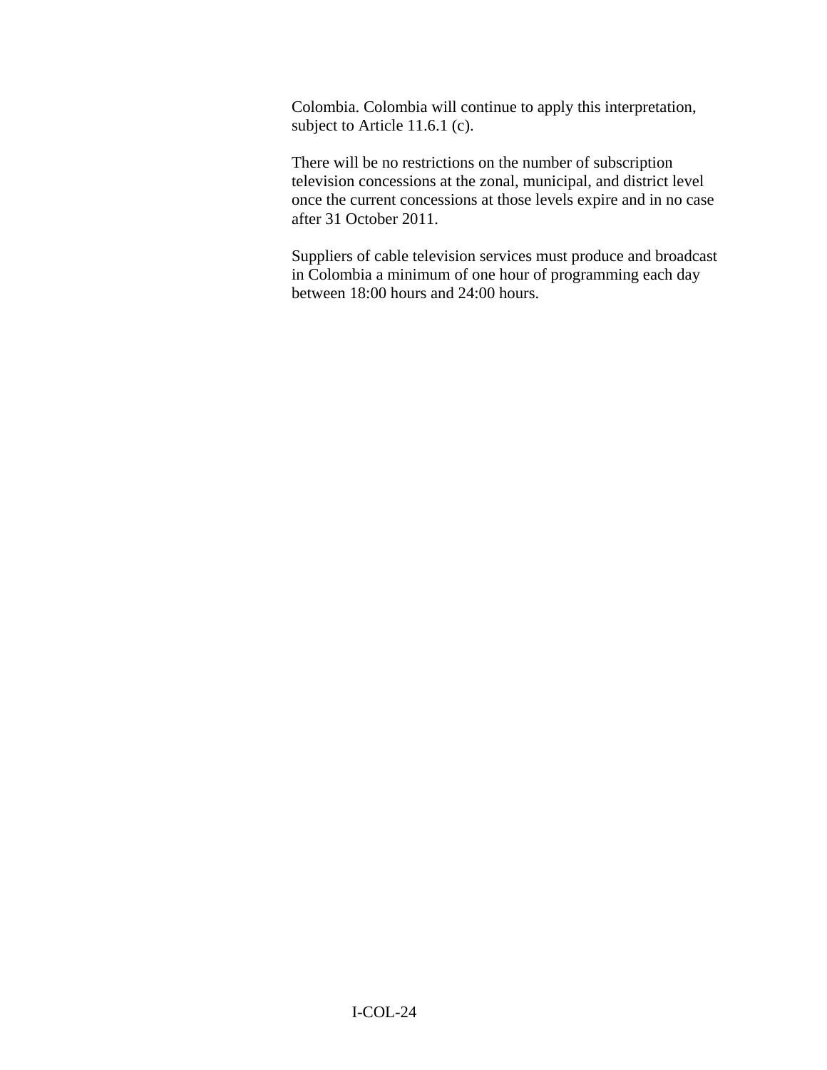Colombia. Colombia will continue to apply this interpretation, subject to Article 11.6.1 (c).

There will be no restrictions on the number of subscription television concessions at the zonal, municipal, and district level once the current concessions at those levels expire and in no case after 31 October 2011.

Suppliers of cable television services must produce and broadcast in Colombia a minimum of one hour of programming each day between 18:00 hours and 24:00 hours.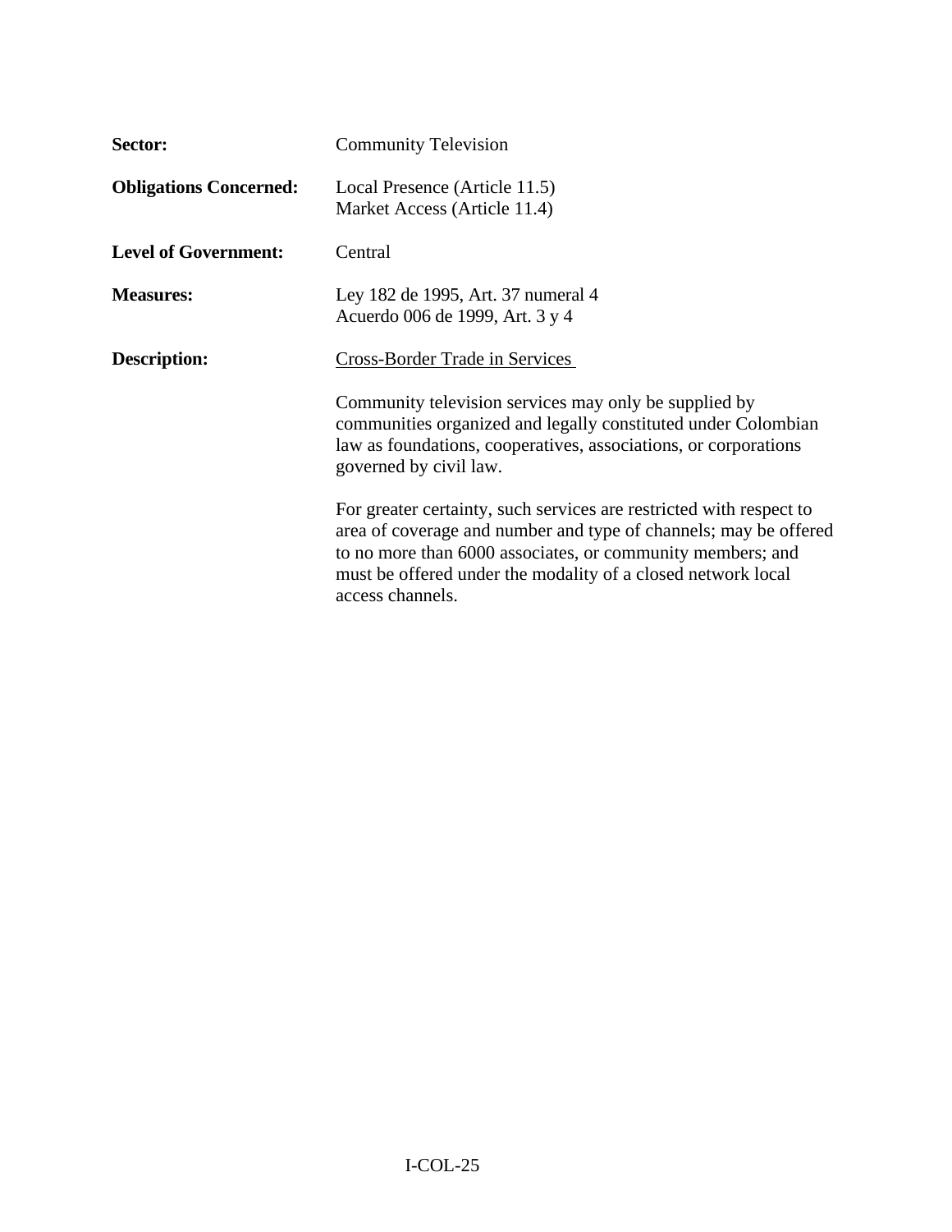**Sector:** Community Television

**Obligations Concerned:** Local Presence (Article 11.5)
Market Access (Article 11.4)

**Level of Government:** Central

**Measures:** Ley 182 de 1995, Art. 37 numeral 4
Acuerdo 006 de 1999, Art. 3 y 4

**Description:** Cross-Border Trade in Services

Community television services may only be supplied by communities organized and legally constituted under Colombian law as foundations, cooperatives, associations, or corporations governed by civil law.

For greater certainty, such services are restricted with respect to area of coverage and number and type of channels; may be offered to no more than 6000 associates, or community members; and must be offered under the modality of a closed network local access channels.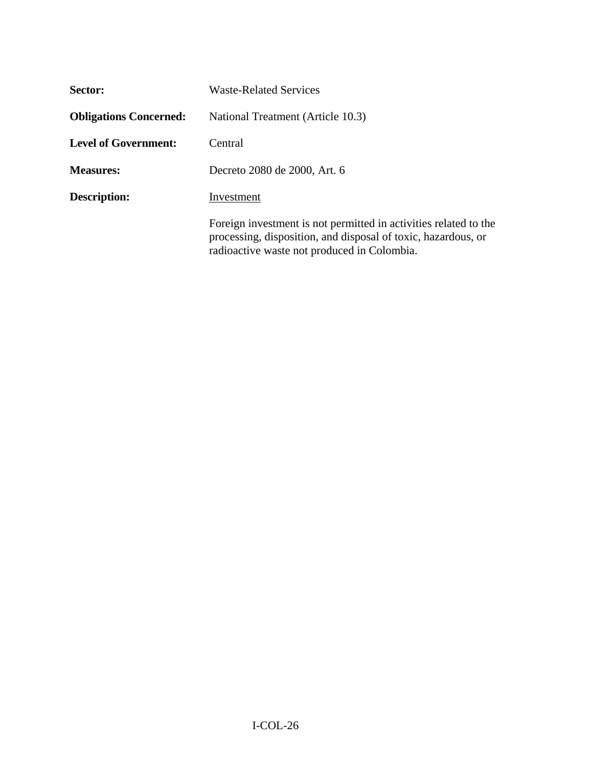**Sector:** Waste-Related Services

**Obligations Concerned:** National Treatment (Article 10.3)

**Level of Government:** Central

**Measures:** Decreto 2080 de 2000, Art. 6

**Description:** <u>Investment</u>

Foreign investment is not permitted in activities related to the processing, disposition, and disposal of toxic, hazardous, or radioactive waste not produced in Colombia.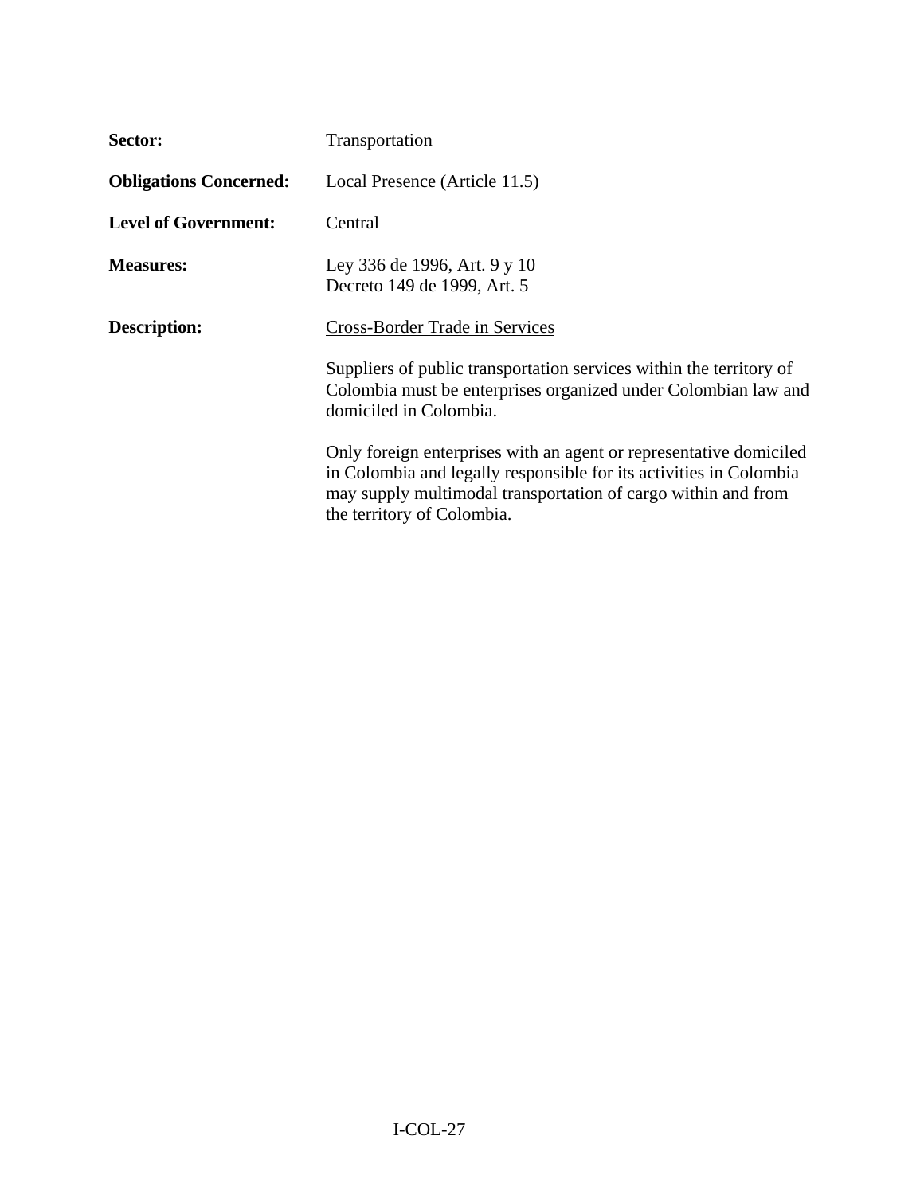**Sector:** Transportation

**Obligations Concerned:** Local Presence (Article 11.5)

**Level of Government:** Central

**Measures:** Ley 336 de 1996, Art. 9 y 10
Decreto 149 de 1999, Art. 5

**Description:** <u>Cross-Border Trade in Services</u>

Suppliers of public transportation services within the territory of Colombia must be enterprises organized under Colombian law and domiciled in Colombia.

Only foreign enterprises with an agent or representative domiciled in Colombia and legally responsible for its activities in Colombia may supply multimodal transportation of cargo within and from the territory of Colombia.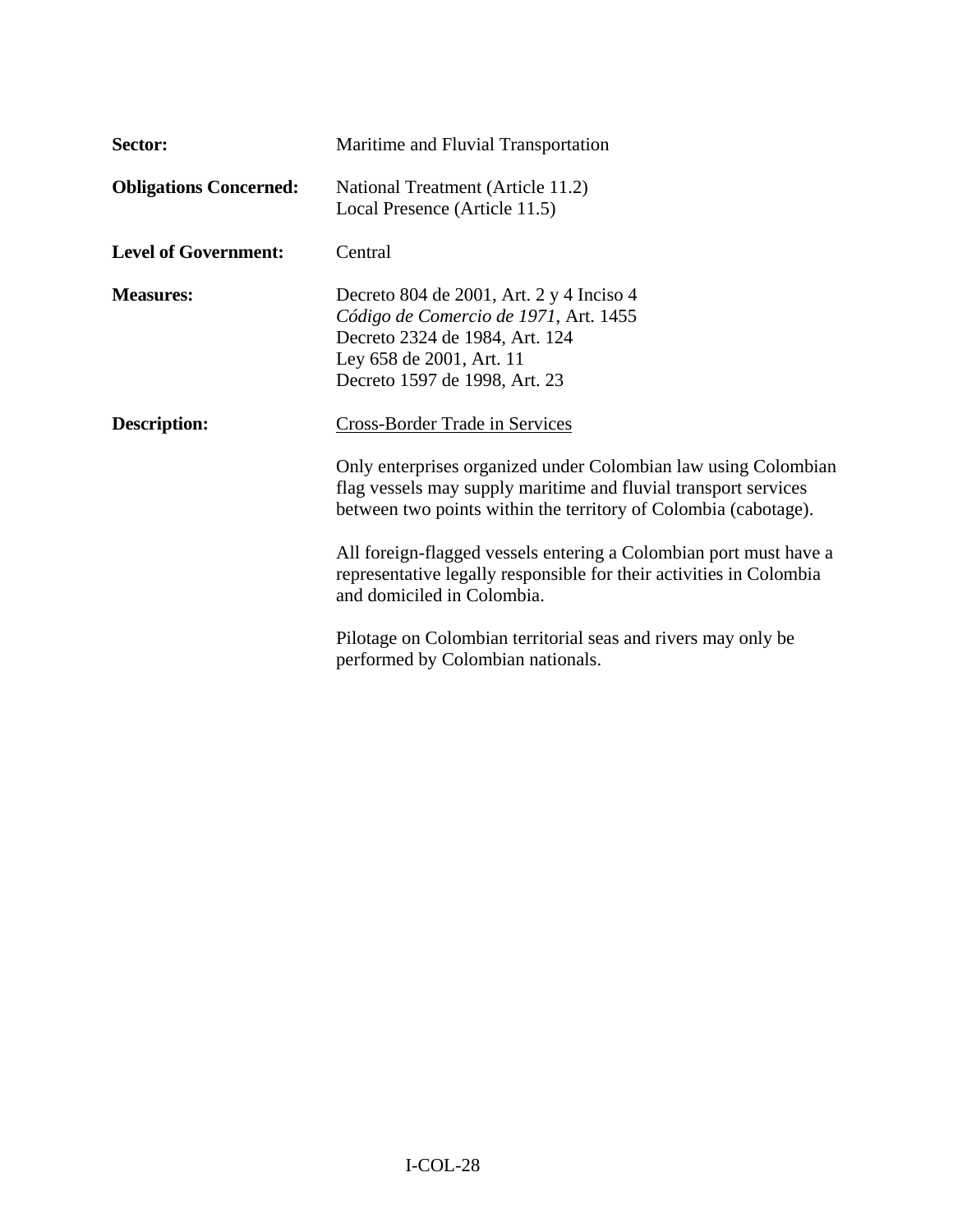**Sector:** Maritime and Fluvial Transportation

**Obligations Concerned:** National Treatment (Article 11.2)
Local Presence (Article 11.5)

**Level of Government:** Central

**Measures:** Decreto 804 de 2001, Art. 2 y 4 Inciso 4
*Código de Comercio de 1971*, Art. 1455
Decreto 2324 de 1984, Art. 124
Ley 658 de 2001, Art. 11
Decreto 1597 de 1998, Art. 23

**Description:** Cross-Border Trade in Services

Only enterprises organized under Colombian law using Colombian flag vessels may supply maritime and fluvial transport services between two points within the territory of Colombia (cabotage).

All foreign-flagged vessels entering a Colombian port must have a representative legally responsible for their activities in Colombia and domiciled in Colombia.

Pilotage on Colombian territorial seas and rivers may only be performed by Colombian nationals.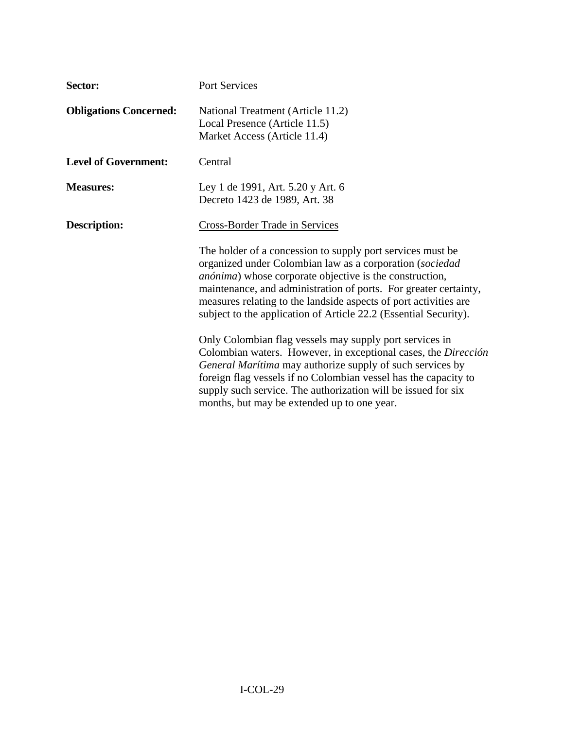**Sector:** Port Services

**Obligations Concerned:** National Treatment (Article 11.2)
Local Presence (Article 11.5)
Market Access (Article 11.4)

**Level of Government:** Central

**Measures:** Ley 1 de 1991, Art. 5.20 y Art. 6
Decreto 1423 de 1989, Art. 38

**Description:** Cross-Border Trade in Services

The holder of a concession to supply port services must be organized under Colombian law as a corporation (*sociedad anónima*) whose corporate objective is the construction, maintenance, and administration of ports. For greater certainty, measures relating to the landside aspects of port activities are subject to the application of Article 22.2 (Essential Security).

Only Colombian flag vessels may supply port services in Colombian waters. However, in exceptional cases, the *Dirección General Marítima* may authorize supply of such services by foreign flag vessels if no Colombian vessel has the capacity to supply such service. The authorization will be issued for six months, but may be extended up to one year.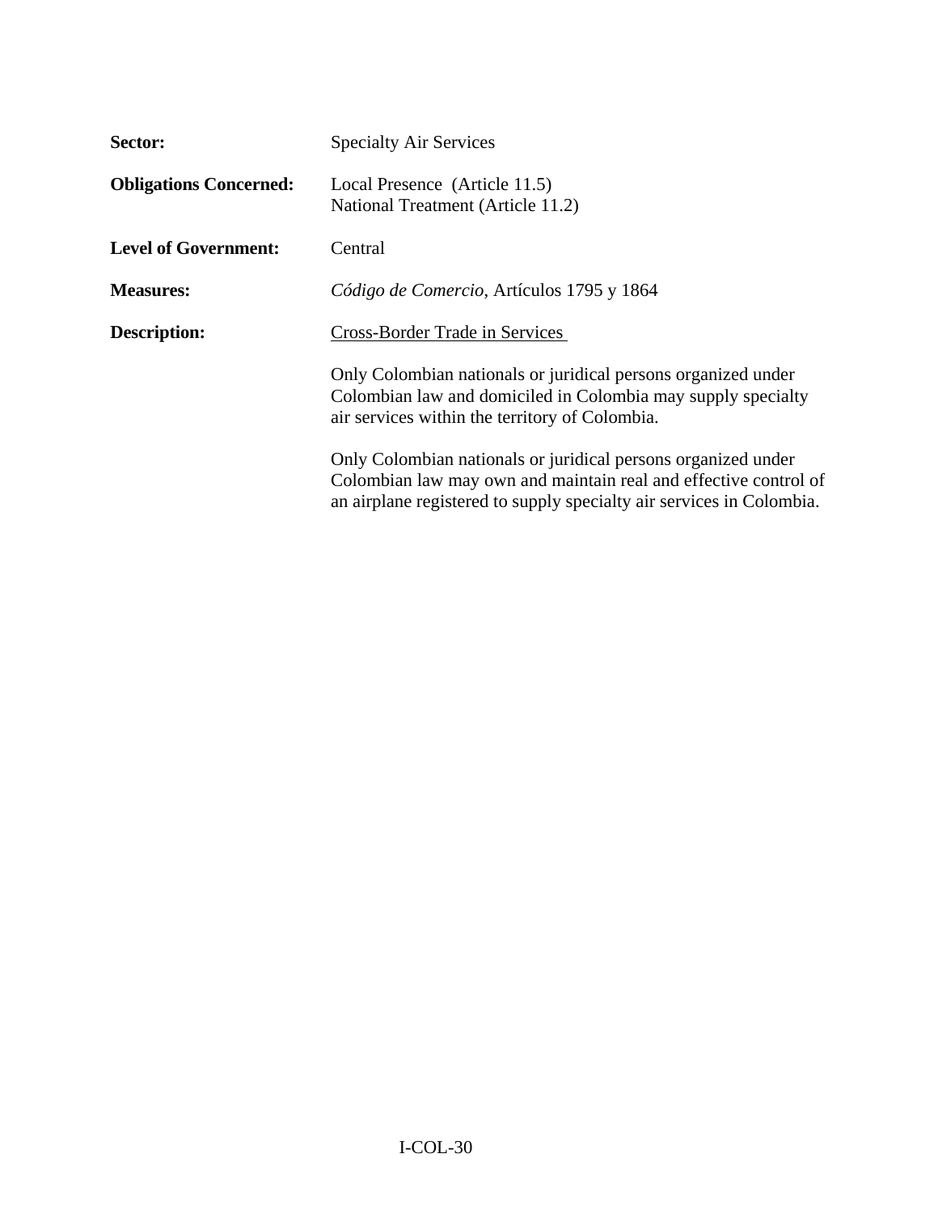**Sector:** Specialty Air Services

**Obligations Concerned:** Local Presence (Article 11.5)
National Treatment (Article 11.2)

**Level of Government:** Central

**Measures:** *Código de Comercio*, Artículos 1795 y 1864

**Description:** Cross-Border Trade in Services

Only Colombian nationals or juridical persons organized under Colombian law and domiciled in Colombia may supply specialty air services within the territory of Colombia.

Only Colombian nationals or juridical persons organized under Colombian law may own and maintain real and effective control of an airplane registered to supply specialty air services in Colombia.